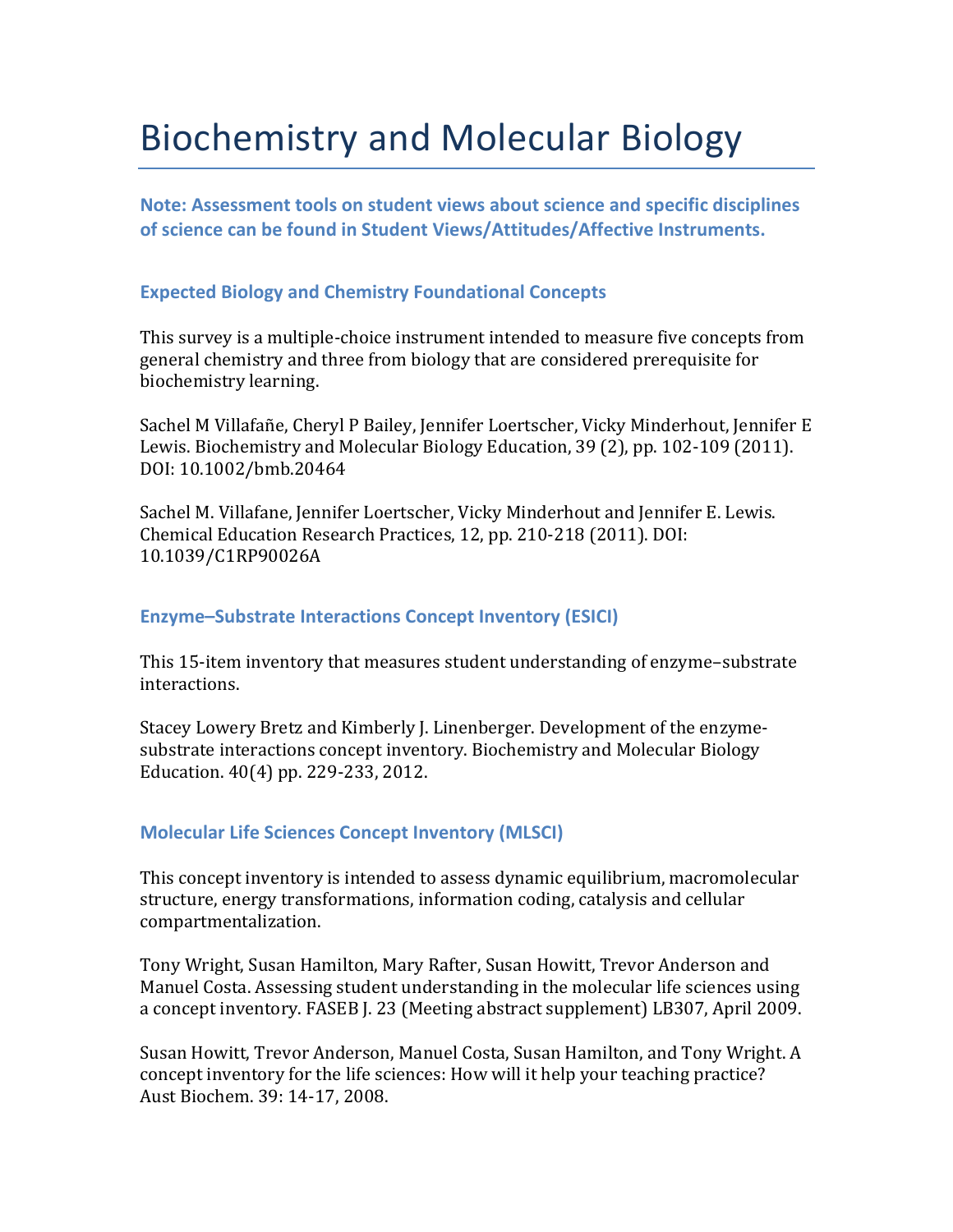# Biochemistry and Molecular Biology

**Note: Assessment tools on student views about science and specific disciplines of science can be found in Student Views/Attitudes/Affective Instruments.**

### Expected Biology and Chemistry Foundational Concepts

This survey is a multiple-choice instrument intended to measure five concepts from general chemistry and three from biology that are considered prerequisite for biochemistry learning.

Sachel M Villafañe, Cheryl P Bailey, Jennifer Loertscher, Vicky Minderhout, Jennifer E Lewis. Biochemistry and Molecular Biology Education, 39 (2), pp. 102-109 (2011). DOI: 10.1002/bmb.20464

Sachel M. Villafane, Jennifer Loertscher, Vicky Minderhout and Jennifer E. Lewis. Chemical Education Research Practices, 12, pp. 210-218 (2011). DOI: 10.1039/C1RP90026A

### Enzyme–Substrate Interactions Concept Inventory (ESICI)

This 15-item inventory that measures student understanding of enzyme–substrate interactions.

Stacey Lowery Bretz and Kimberly J. Linenberger. Development of the enzyme-substrate interactions concept inventory. Biochemistry and Molecular Biology Education. 40(4) pp. 229-233, 2012.

### Molecular Life Sciences Concept Inventory (MLSCI)

This concept inventory is intended to assess dynamic equilibrium, macromolecular structure, energy transformations, information coding, catalysis and cellular compartmentalization.

Tony Wright, Susan Hamilton, Mary Rafter, Susan Howitt, Trevor Anderson and Manuel Costa. Assessing student understanding in the molecular life sciences using a concept inventory. FASEB J. 23 (Meeting abstract supplement) LB307, April 2009.

Susan Howitt, Trevor Anderson, Manuel Costa, Susan Hamilton, and Tony Wright. A concept inventory for the life sciences: How will it help your teaching practice? Aust Biochem. 39: 14-17, 2008.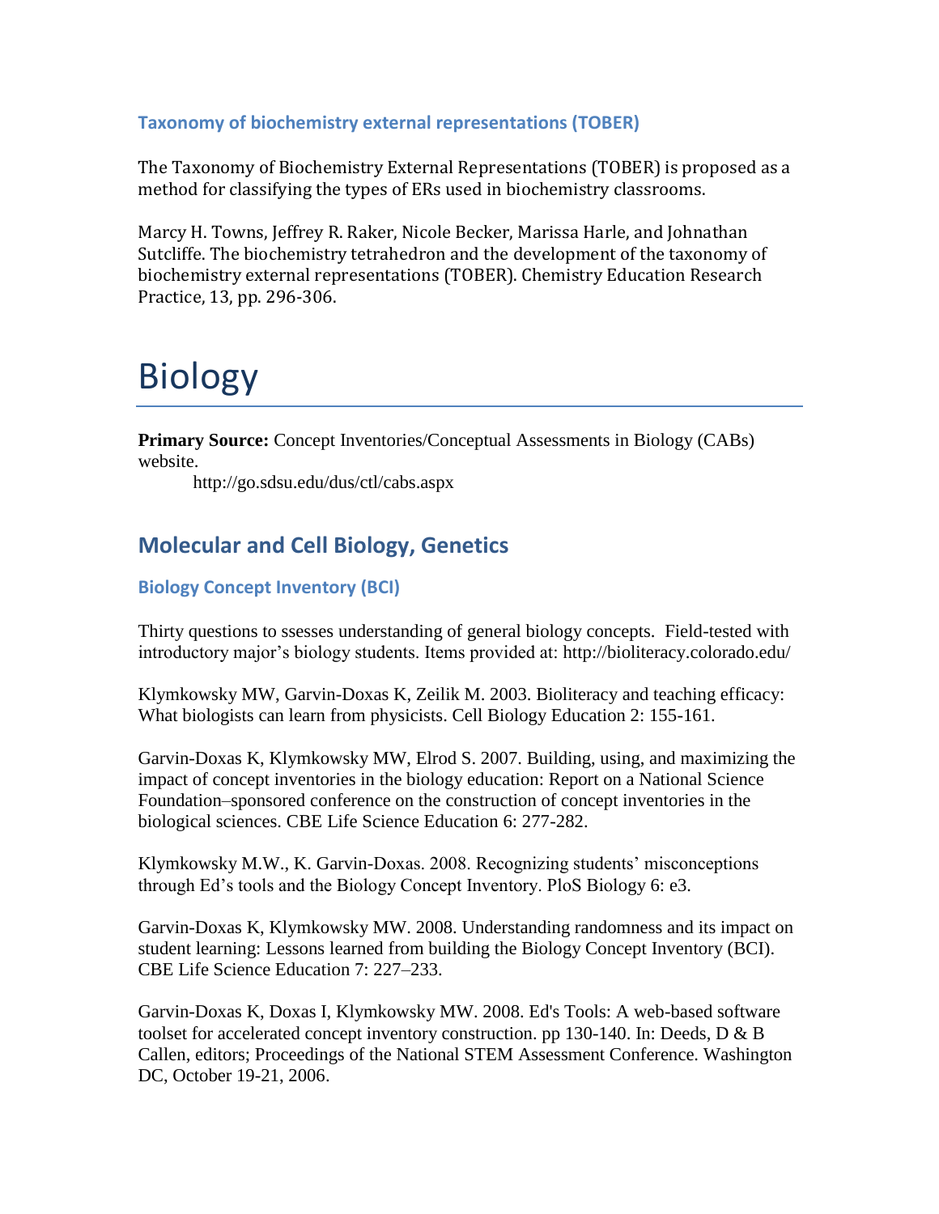### Taxonomy of biochemistry external representations (TOBER)

The Taxonomy of Biochemistry External Representations (TOBER) is proposed as a method for classifying the types of ERs used in biochemistry classrooms.

Marcy H. Towns, Jeffrey R. Raker, Nicole Becker, Marissa Harle, and Johnathan Sutcliffe. The biochemistry tetrahedron and the development of the taxonomy of biochemistry external representations (TOBER). Chemistry Education Research Practice, 13, pp. 296-306.

# Biology

**Primary Source:** Concept Inventories/Conceptual Assessments in Biology (CABs) website.

http://go.sdsu.edu/dus/ctl/cabs.aspx

## Molecular and Cell Biology, Genetics

### Biology Concept Inventory (BCI)

Thirty questions to ssesses understanding of general biology concepts. Field-tested with introductory major's biology students. Items provided at: http://bioliteracy.colorado.edu/

Klymkowsky MW, Garvin-Doxas K, Zeilik M. 2003. Bioliteracy and teaching efficacy: What biologists can learn from physicists. Cell Biology Education 2: 155-161.

Garvin-Doxas K, Klymkowsky MW, Elrod S. 2007. Building, using, and maximizing the impact of concept inventories in the biology education: Report on a National Science Foundation–sponsored conference on the construction of concept inventories in the biological sciences. CBE Life Science Education 6: 277-282.

Klymkowsky M.W., K. Garvin-Doxas. 2008. Recognizing students' misconceptions through Ed's tools and the Biology Concept Inventory. PloS Biology 6: e3.

Garvin-Doxas K, Klymkowsky MW. 2008. Understanding randomness and its impact on student learning: Lessons learned from building the Biology Concept Inventory (BCI). CBE Life Science Education 7: 227–233.

Garvin-Doxas K, Doxas I, Klymkowsky MW. 2008. Ed's Tools: A web-based software toolset for accelerated concept inventory construction. pp 130-140. In: Deeds, D & B Callen, editors; Proceedings of the National STEM Assessment Conference. Washington DC, October 19-21, 2006.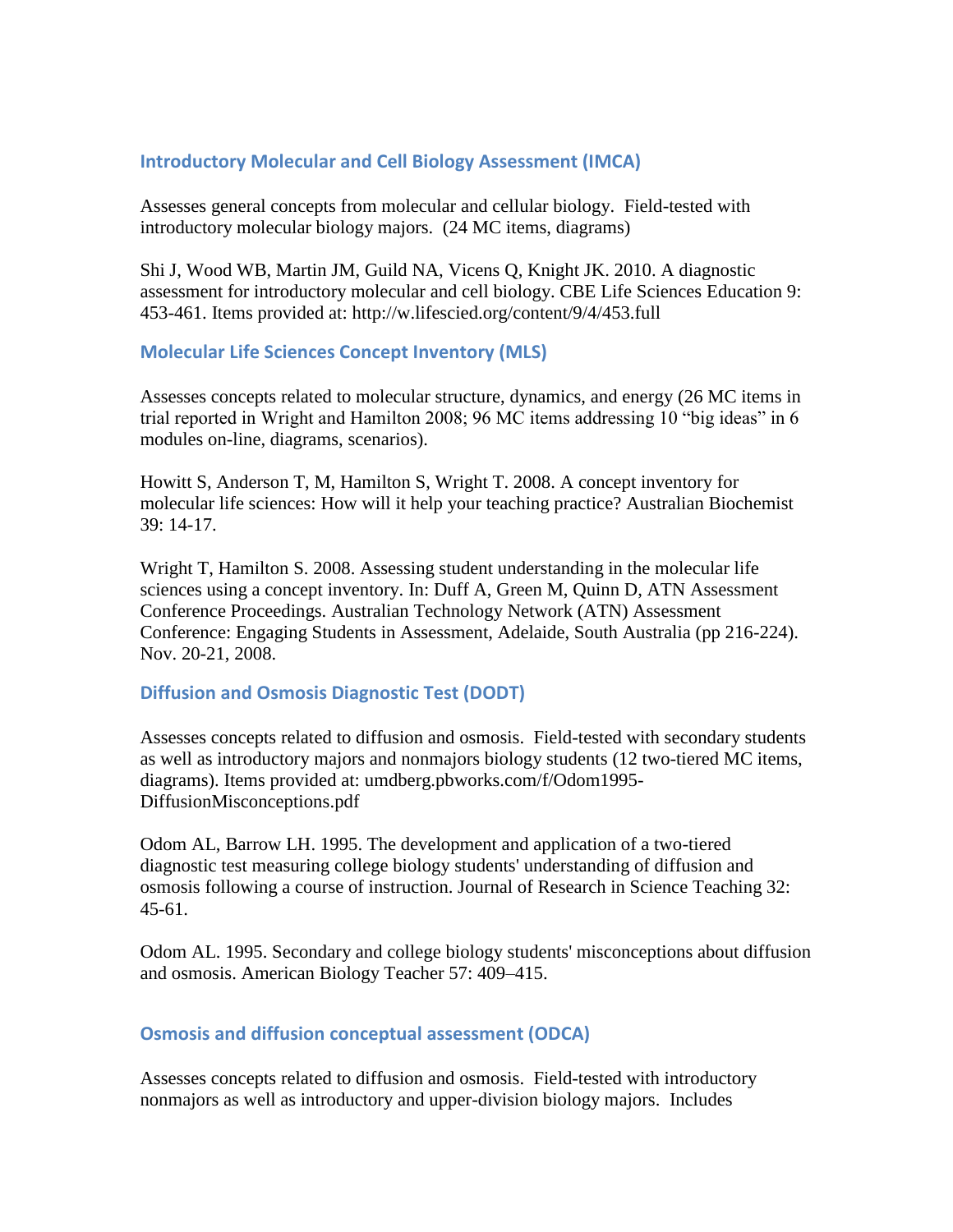### Introductory Molecular and Cell Biology Assessment (IMCA)

Assesses general concepts from molecular and cellular biology. Field-tested with introductory molecular biology majors. (24 MC items, diagrams)

Shi J, Wood WB, Martin JM, Guild NA, Vicens Q, Knight JK. 2010. A diagnostic assessment for introductory molecular and cell biology. CBE Life Sciences Education 9: 453-461. Items provided at: http://w.lifescied.org/content/9/4/453.full

### Molecular Life Sciences Concept Inventory (MLS)

Assesses concepts related to molecular structure, dynamics, and energy (26 MC items in trial reported in Wright and Hamilton 2008; 96 MC items addressing 10 "big ideas" in 6 modules on-line, diagrams, scenarios).

Howitt S, Anderson T, M, Hamilton S, Wright T. 2008. A concept inventory for molecular life sciences: How will it help your teaching practice? Australian Biochemist 39: 14-17.

Wright T, Hamilton S. 2008. Assessing student understanding in the molecular life sciences using a concept inventory. In: Duff A, Green M, Quinn D, ATN Assessment Conference Proceedings. Australian Technology Network (ATN) Assessment Conference: Engaging Students in Assessment, Adelaide, South Australia (pp 216-224). Nov. 20-21, 2008.

### Diffusion and Osmosis Diagnostic Test (DODT)

Assesses concepts related to diffusion and osmosis. Field-tested with secondary students as well as introductory majors and nonmajors biology students (12 two-tiered MC items, diagrams). Items provided at: umdberg.pbworks.com/f/Odom1995-DiffusionMisconceptions.pdf

Odom AL, Barrow LH. 1995. The development and application of a two-tiered diagnostic test measuring college biology students' understanding of diffusion and osmosis following a course of instruction. Journal of Research in Science Teaching 32: 45-61.

Odom AL. 1995. Secondary and college biology students' misconceptions about diffusion and osmosis. American Biology Teacher 57: 409–415.

### Osmosis and diffusion conceptual assessment (ODCA)

Assesses concepts related to diffusion and osmosis. Field-tested with introductory nonmajors as well as introductory and upper-division biology majors. Includes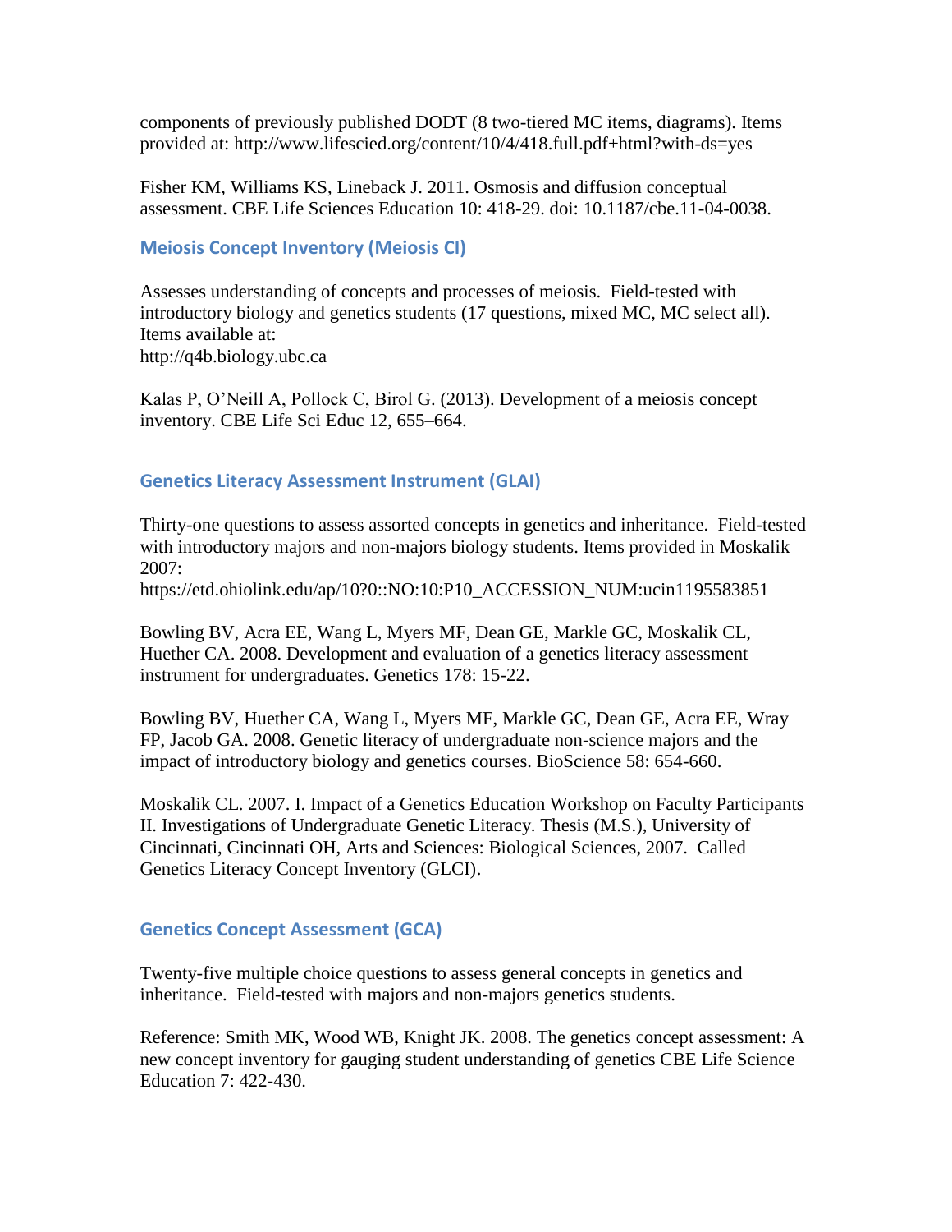components of previously published DODT (8 two-tiered MC items, diagrams). Items provided at: http://www.lifescied.org/content/10/4/418.full.pdf+html?with-ds=yes

Fisher KM, Williams KS, Lineback J. 2011. Osmosis and diffusion conceptual assessment. CBE Life Sciences Education 10: 418-29. doi: 10.1187/cbe.11-04-0038.

### Meiosis Concept Inventory (Meiosis CI)

Assesses understanding of concepts and processes of meiosis. Field-tested with introductory biology and genetics students (17 questions, mixed MC, MC select all). Items available at:
http://q4b.biology.ubc.ca

Kalas P, O'Neill A, Pollock C, Birol G. (2013). Development of a meiosis concept inventory. CBE Life Sci Educ 12, 655–664.

### Genetics Literacy Assessment Instrument (GLAI)

Thirty-one questions to assess assorted concepts in genetics and inheritance. Field-tested with introductory majors and non-majors biology students. Items provided in Moskalik 2007:
https://etd.ohiolink.edu/ap/10?0::NO:10:P10_ACCESSION_NUM:ucin1195583851

Bowling BV, Acra EE, Wang L, Myers MF, Dean GE, Markle GC, Moskalik CL, Huether CA. 2008. Development and evaluation of a genetics literacy assessment instrument for undergraduates. Genetics 178: 15-22.

Bowling BV, Huether CA, Wang L, Myers MF, Markle GC, Dean GE, Acra EE, Wray FP, Jacob GA. 2008. Genetic literacy of undergraduate non-science majors and the impact of introductory biology and genetics courses. BioScience 58: 654-660.

Moskalik CL. 2007. I. Impact of a Genetics Education Workshop on Faculty Participants II. Investigations of Undergraduate Genetic Literacy. Thesis (M.S.), University of Cincinnati, Cincinnati OH, Arts and Sciences: Biological Sciences, 2007. Called Genetics Literacy Concept Inventory (GLCI).

### Genetics Concept Assessment (GCA)

Twenty-five multiple choice questions to assess general concepts in genetics and inheritance. Field-tested with majors and non-majors genetics students.

Reference: Smith MK, Wood WB, Knight JK. 2008. The genetics concept assessment: A new concept inventory for gauging student understanding of genetics CBE Life Science Education 7: 422-430.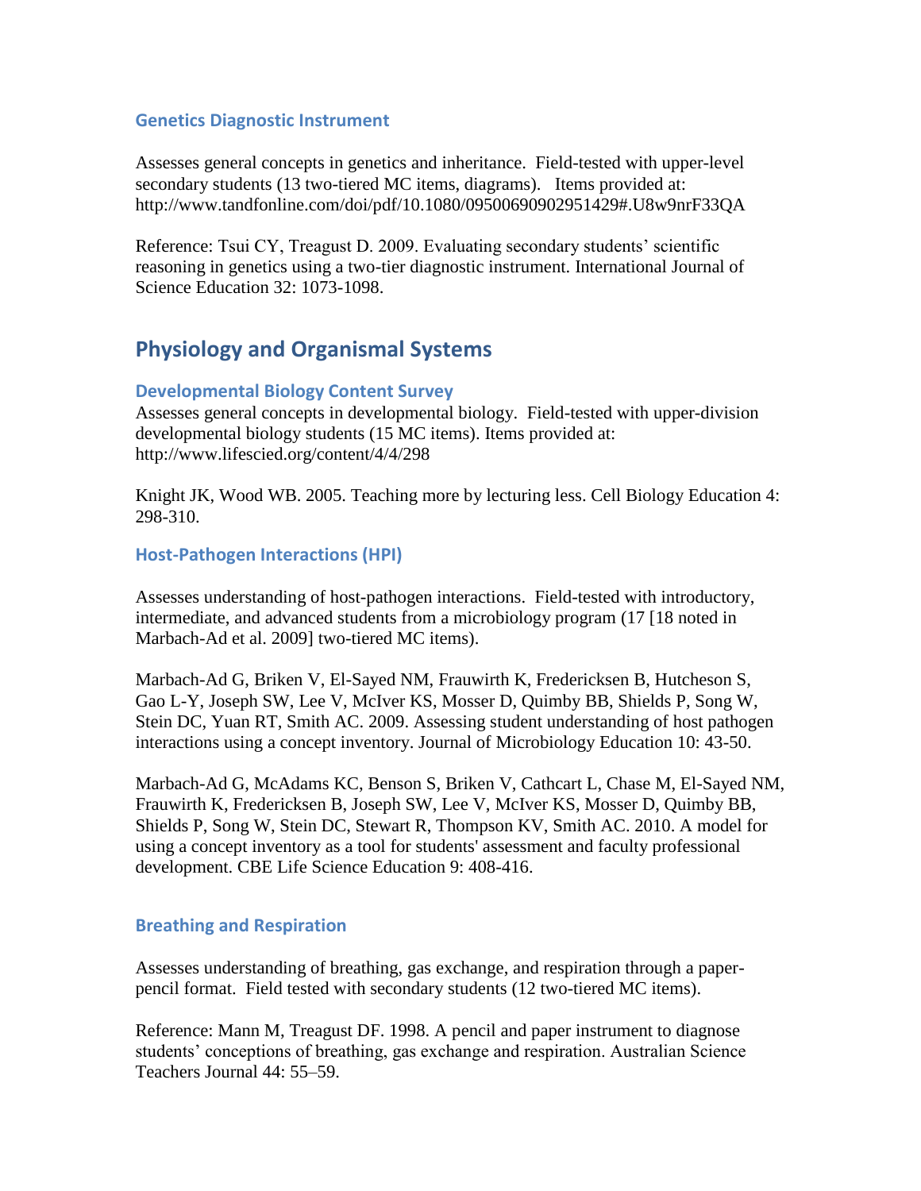### Genetics Diagnostic Instrument

Assesses general concepts in genetics and inheritance. Field-tested with upper-level secondary students (13 two-tiered MC items, diagrams). Items provided at: http://www.tandfonline.com/doi/pdf/10.1080/09500690902951429#.U8w9nrF33QA

Reference: Tsui CY, Treagust D. 2009. Evaluating secondary students' scientific reasoning in genetics using a two-tier diagnostic instrument. International Journal of Science Education 32: 1073-1098.

## Physiology and Organismal Systems

### Developmental Biology Content Survey

Assesses general concepts in developmental biology. Field-tested with upper-division developmental biology students (15 MC items). Items provided at: http://www.lifescied.org/content/4/4/298

Knight JK, Wood WB. 2005. Teaching more by lecturing less. Cell Biology Education 4: 298-310.

### Host-Pathogen Interactions (HPI)

Assesses understanding of host-pathogen interactions. Field-tested with introductory, intermediate, and advanced students from a microbiology program (17 [18 noted in Marbach-Ad et al. 2009] two-tiered MC items).

Marbach-Ad G, Briken V, El-Sayed NM, Frauwirth K, Fredericksen B, Hutcheson S, Gao L-Y, Joseph SW, Lee V, McIver KS, Mosser D, Quimby BB, Shields P, Song W, Stein DC, Yuan RT, Smith AC. 2009. Assessing student understanding of host pathogen interactions using a concept inventory. Journal of Microbiology Education 10: 43-50.

Marbach-Ad G, McAdams KC, Benson S, Briken V, Cathcart L, Chase M, El-Sayed NM, Frauwirth K, Fredericksen B, Joseph SW, Lee V, McIver KS, Mosser D, Quimby BB, Shields P, Song W, Stein DC, Stewart R, Thompson KV, Smith AC. 2010. A model for using a concept inventory as a tool for students' assessment and faculty professional development. CBE Life Science Education 9: 408-416.

### Breathing and Respiration

Assesses understanding of breathing, gas exchange, and respiration through a paper-pencil format. Field tested with secondary students (12 two-tiered MC items).

Reference: Mann M, Treagust DF. 1998. A pencil and paper instrument to diagnose students' conceptions of breathing, gas exchange and respiration. Australian Science Teachers Journal 44: 55–59.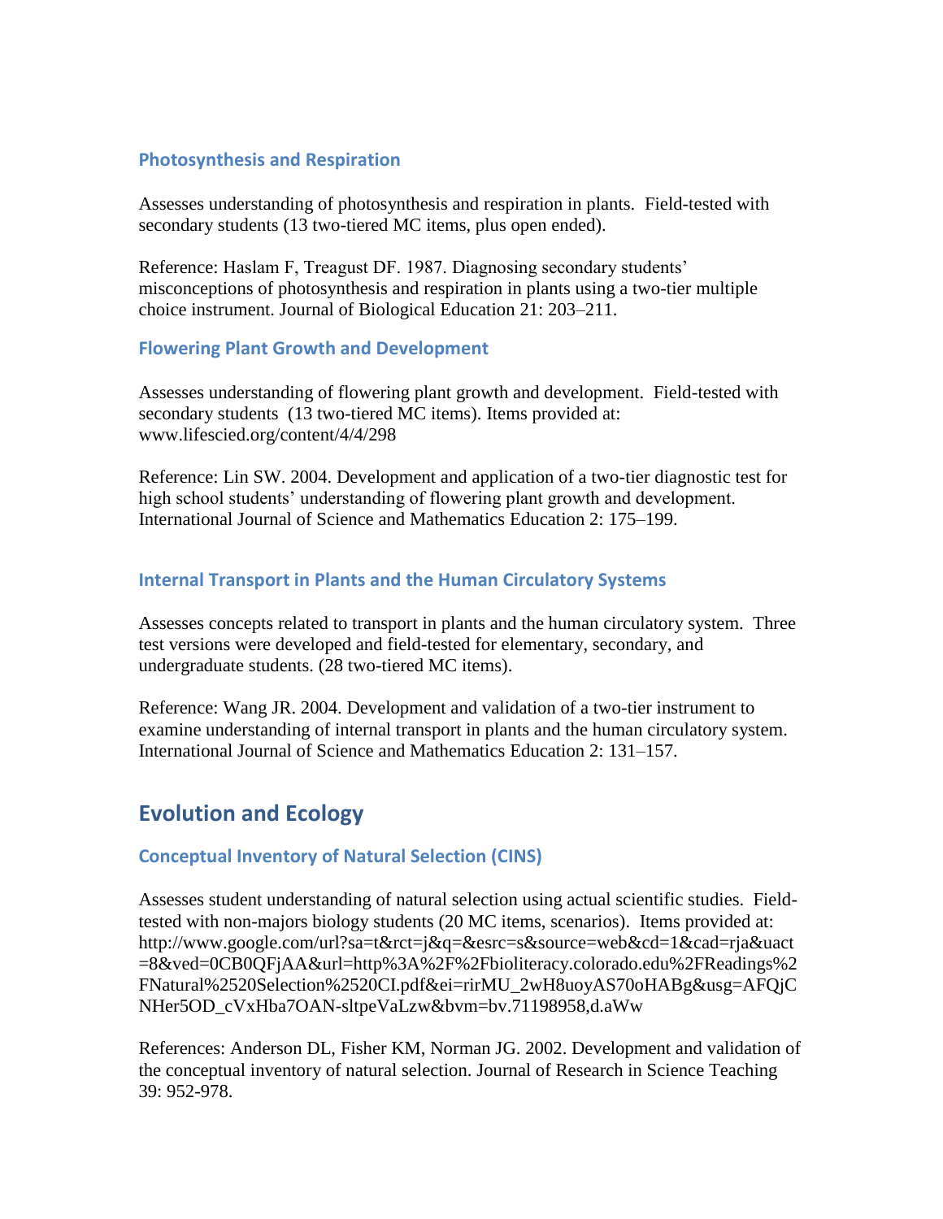### Photosynthesis and Respiration

Assesses understanding of photosynthesis and respiration in plants. Field-tested with secondary students (13 two-tiered MC items, plus open ended).

Reference: Haslam F, Treagust DF. 1987. Diagnosing secondary students' misconceptions of photosynthesis and respiration in plants using a two-tier multiple choice instrument. Journal of Biological Education 21: 203–211.

### Flowering Plant Growth and Development

Assesses understanding of flowering plant growth and development. Field-tested with secondary students (13 two-tiered MC items). Items provided at: www.lifescied.org/content/4/4/298

Reference: Lin SW. 2004. Development and application of a two-tier diagnostic test for high school students' understanding of flowering plant growth and development. International Journal of Science and Mathematics Education 2: 175–199.

### Internal Transport in Plants and the Human Circulatory Systems

Assesses concepts related to transport in plants and the human circulatory system. Three test versions were developed and field-tested for elementary, secondary, and undergraduate students. (28 two-tiered MC items).

Reference: Wang JR. 2004. Development and validation of a two-tier instrument to examine understanding of internal transport in plants and the human circulatory system. International Journal of Science and Mathematics Education 2: 131–157.

## Evolution and Ecology

### Conceptual Inventory of Natural Selection (CINS)

Assesses student understanding of natural selection using actual scientific studies. Field-tested with non-majors biology students (20 MC items, scenarios). Items provided at: http://www.google.com/url?sa=t&rct=j&q=&esrc=s&source=web&cd=1&cad=rja&uact=8&ved=0CB0QFjAA&url=http%3A%2F%2Fbioliteracy.colorado.edu%2FReadings%2FNatural%2520Selection%2520CI.pdf&ei=rirMU_2wH8uoyAS70oHABg&usg=AFQjCNHer5OD_cVxHba7OAN-sltpeVaLzw&bvm=bv.71198958,d.aWw

References: Anderson DL, Fisher KM, Norman JG. 2002. Development and validation of the conceptual inventory of natural selection. Journal of Research in Science Teaching 39: 952-978.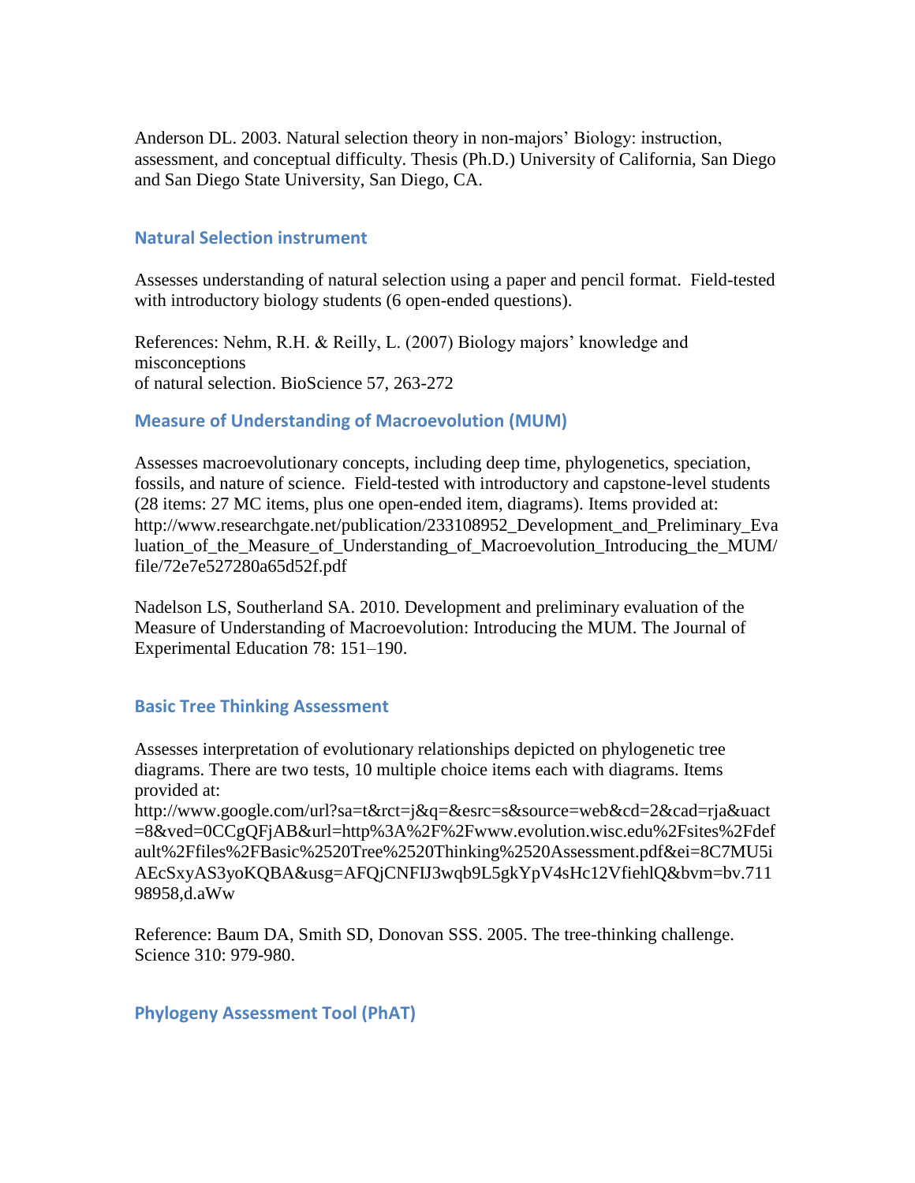Anderson DL. 2003. Natural selection theory in non-majors' Biology: instruction, assessment, and conceptual difficulty. Thesis (Ph.D.) University of California, San Diego and San Diego State University, San Diego, CA.

### Natural Selection instrument

Assesses understanding of natural selection using a paper and pencil format. Field-tested with introductory biology students (6 open-ended questions).

References: Nehm, R.H. & Reilly, L. (2007) Biology majors' knowledge and misconceptions
of natural selection. BioScience 57, 263-272

### Measure of Understanding of Macroevolution (MUM)

Assesses macroevolutionary concepts, including deep time, phylogenetics, speciation, fossils, and nature of science. Field-tested with introductory and capstone-level students (28 items: 27 MC items, plus one open-ended item, diagrams). Items provided at: http://www.researchgate.net/publication/233108952_Development_and_Preliminary_Evaluation_of_the_Measure_of_Understanding_of_Macroevolution_Introducing_the_MUM/file/72e7e527280a65d52f.pdf

Nadelson LS, Southerland SA. 2010. Development and preliminary evaluation of the Measure of Understanding of Macroevolution: Introducing the MUM. The Journal of Experimental Education 78: 151–190.

### Basic Tree Thinking Assessment

Assesses interpretation of evolutionary relationships depicted on phylogenetic tree diagrams. There are two tests, 10 multiple choice items each with diagrams. Items provided at:
http://www.google.com/url?sa=t&rct=j&q=&esrc=s&source=web&cd=2&cad=rja&uact=8&ved=0CCgQFjAB&url=http%3A%2F%2Fwww.evolution.wisc.edu%2Fsites%2Fdefault%2Ffiles%2FBasic%2520Tree%2520Thinking%2520Assessment.pdf&ei=8C7MU5iAEcSxyAS3yoKQBA&usg=AFQjCNFIJ3wqb9L5gkYpV4sHc12VfiehlQ&bvm=bv.71198958,d.aWw

Reference: Baum DA, Smith SD, Donovan SSS. 2005. The tree-thinking challenge. Science 310: 979-980.

### Phylogeny Assessment Tool (PhAT)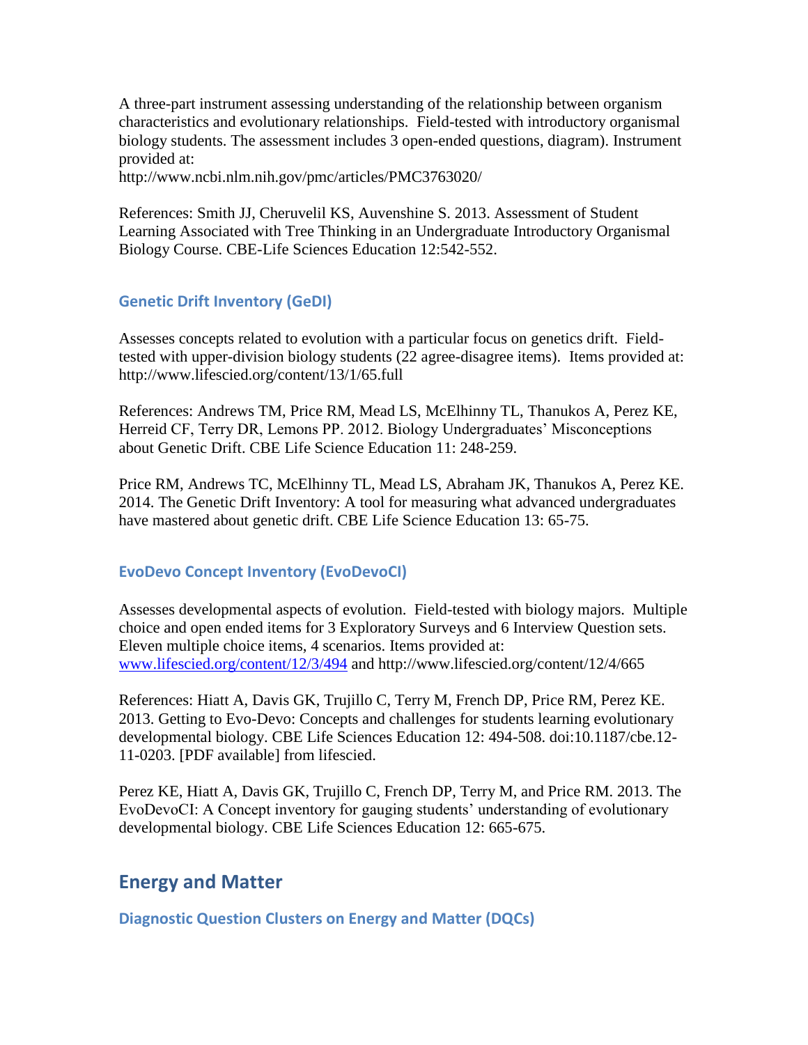A three-part instrument assessing understanding of the relationship between organism characteristics and evolutionary relationships. Field-tested with introductory organismal biology students. The assessment includes 3 open-ended questions, diagram). Instrument provided at:
http://www.ncbi.nlm.nih.gov/pmc/articles/PMC3763020/

References: Smith JJ, Cheruvelil KS, Auvenshine S. 2013. Assessment of Student Learning Associated with Tree Thinking in an Undergraduate Introductory Organismal Biology Course. CBE-Life Sciences Education 12:542-552.

### Genetic Drift Inventory (GeDI)

Assesses concepts related to evolution with a particular focus on genetics drift. Field-tested with upper-division biology students (22 agree-disagree items). Items provided at: http://www.lifescied.org/content/13/1/65.full

References: Andrews TM, Price RM, Mead LS, McElhinny TL, Thanukos A, Perez KE, Herreid CF, Terry DR, Lemons PP. 2012. Biology Undergraduates' Misconceptions about Genetic Drift. CBE Life Science Education 11: 248-259.

Price RM, Andrews TC, McElhinny TL, Mead LS, Abraham JK, Thanukos A, Perez KE. 2014. The Genetic Drift Inventory: A tool for measuring what advanced undergraduates have mastered about genetic drift. CBE Life Science Education 13: 65-75.

### EvoDevo Concept Inventory (EvoDevoCI)

Assesses developmental aspects of evolution. Field-tested with biology majors. Multiple choice and open ended items for 3 Exploratory Surveys and 6 Interview Question sets. Eleven multiple choice items, 4 scenarios. Items provided at:
[www.lifescied.org/content/12/3/494](www.lifescied.org/content/12/3/494) and http://www.lifescied.org/content/12/4/665

References: Hiatt A, Davis GK, Trujillo C, Terry M, French DP, Price RM, Perez KE. 2013. Getting to Evo-Devo: Concepts and challenges for students learning evolutionary developmental biology. CBE Life Sciences Education 12: 494-508. doi:10.1187/cbe.12-11-0203. [PDF available] from lifescied.

Perez KE, Hiatt A, Davis GK, Trujillo C, French DP, Terry M, and Price RM. 2013. The EvoDevoCI: A Concept inventory for gauging students' understanding of evolutionary developmental biology. CBE Life Sciences Education 12: 665-675.

## Energy and Matter

### Diagnostic Question Clusters on Energy and Matter (DQCs)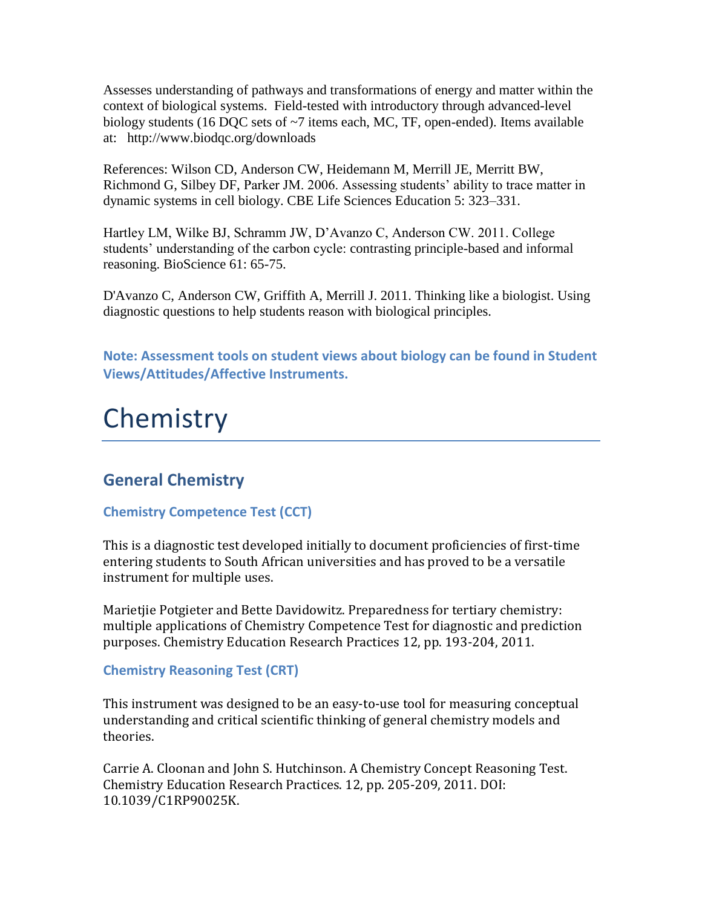Assesses understanding of pathways and transformations of energy and matter within the context of biological systems. Field-tested with introductory through advanced-level biology students (16 DQC sets of ~7 items each, MC, TF, open-ended). Items available at: http://www.biodqc.org/downloads

References: Wilson CD, Anderson CW, Heidemann M, Merrill JE, Merritt BW, Richmond G, Silbey DF, Parker JM. 2006. Assessing students' ability to trace matter in dynamic systems in cell biology. CBE Life Sciences Education 5: 323–331.

Hartley LM, Wilke BJ, Schramm JW, D'Avanzo C, Anderson CW. 2011. College students' understanding of the carbon cycle: contrasting principle-based and informal reasoning. BioScience 61: 65-75.

D'Avanzo C, Anderson CW, Griffith A, Merrill J. 2011. Thinking like a biologist. Using diagnostic questions to help students reason with biological principles.

**Note: Assessment tools on student views about biology can be found in Student Views/Attitudes/Affective Instruments.**

# Chemistry

## General Chemistry

### Chemistry Competence Test (CCT)

This is a diagnostic test developed initially to document proficiencies of first-time entering students to South African universities and has proved to be a versatile instrument for multiple uses.

Marietjie Potgieter and Bette Davidowitz. Preparedness for tertiary chemistry: multiple applications of Chemistry Competence Test for diagnostic and prediction purposes. Chemistry Education Research Practices 12, pp. 193-204, 2011.

### Chemistry Reasoning Test (CRT)

This instrument was designed to be an easy-to-use tool for measuring conceptual understanding and critical scientific thinking of general chemistry models and theories.

Carrie A. Cloonan and John S. Hutchinson. A Chemistry Concept Reasoning Test. Chemistry Education Research Practices. 12, pp. 205-209, 2011. DOI: 10.1039/C1RP90025K.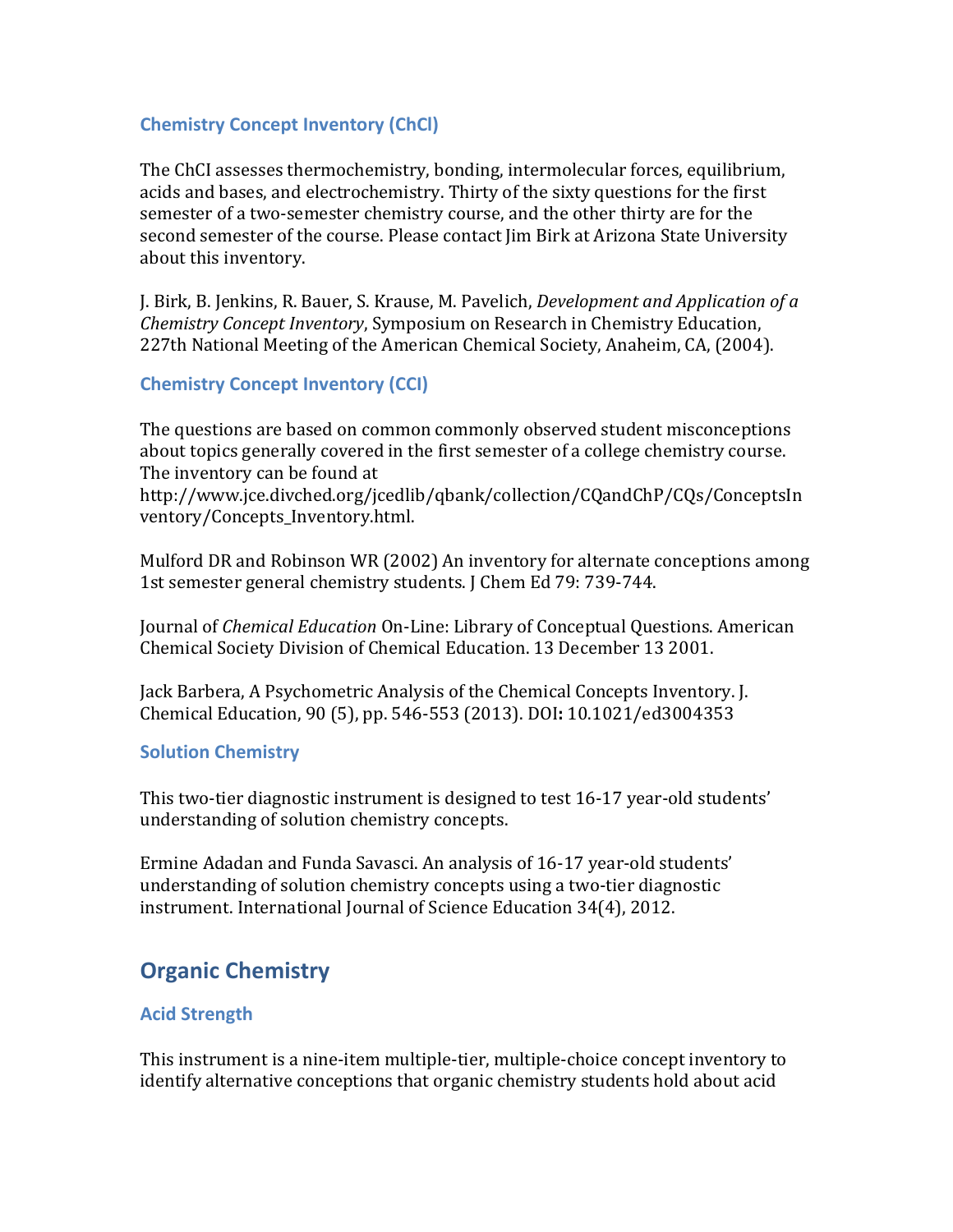### Chemistry Concept Inventory (ChCI)

The ChCI assesses thermochemistry, bonding, intermolecular forces, equilibrium, acids and bases, and electrochemistry. Thirty of the sixty questions for the first semester of a two-semester chemistry course, and the other thirty are for the second semester of the course. Please contact Jim Birk at Arizona State University about this inventory.

J. Birk, B. Jenkins, R. Bauer, S. Krause, M. Pavelich, *Development and Application of a Chemistry Concept Inventory*, Symposium on Research in Chemistry Education, 227th National Meeting of the American Chemical Society, Anaheim, CA, (2004).

### Chemistry Concept Inventory (CCI)

The questions are based on common commonly observed student misconceptions about topics generally covered in the first semester of a college chemistry course. The inventory can be found at http://www.jce.divched.org/jcedlib/qbank/collection/CQandChP/CQs/ConceptsInventory/Concepts_Inventory.html.

Mulford DR and Robinson WR (2002) An inventory for alternate conceptions among 1st semester general chemistry students. J Chem Ed 79: 739-744.

Journal of *Chemical Education* On-Line: Library of Conceptual Questions. American Chemical Society Division of Chemical Education. 13 December 13 2001.

Jack Barbera, A Psychometric Analysis of the Chemical Concepts Inventory. J. Chemical Education, 90 (5), pp. 546-553 (2013). DOI**:** 10.1021/ed3004353

### Solution Chemistry

This two-tier diagnostic instrument is designed to test 16-17 year-old students' understanding of solution chemistry concepts.

Ermine Adadan and Funda Savasci. An analysis of 16-17 year-old students' understanding of solution chemistry concepts using a two-tier diagnostic instrument. International Journal of Science Education 34(4), 2012.

## Organic Chemistry

### Acid Strength

This instrument is a nine-item multiple-tier, multiple-choice concept inventory to identify alternative conceptions that organic chemistry students hold about acid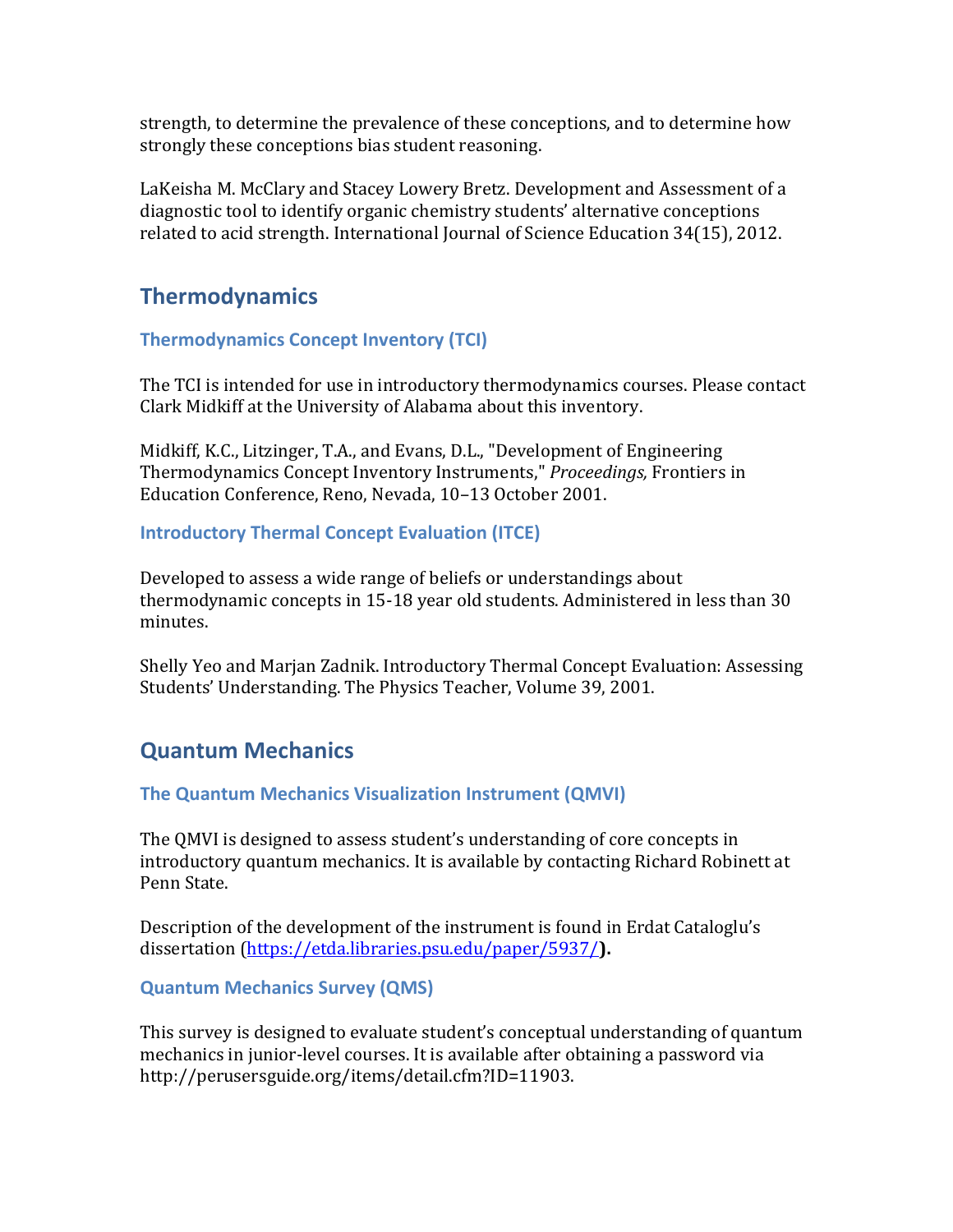strength, to determine the prevalence of these conceptions, and to determine how strongly these conceptions bias student reasoning.

LaKeisha M. McClary and Stacey Lowery Bretz. Development and Assessment of a diagnostic tool to identify organic chemistry students' alternative conceptions related to acid strength. International Journal of Science Education 34(15), 2012.

## Thermodynamics

### Thermodynamics Concept Inventory (TCI)

The TCI is intended for use in introductory thermodynamics courses. Please contact Clark Midkiff at the University of Alabama about this inventory.

Midkiff, K.C., Litzinger, T.A., and Evans, D.L., "Development of Engineering Thermodynamics Concept Inventory Instruments," *Proceedings,* Frontiers in Education Conference, Reno, Nevada, 10–13 October 2001.

### Introductory Thermal Concept Evaluation (ITCE)

Developed to assess a wide range of beliefs or understandings about thermodynamic concepts in 15-18 year old students. Administered in less than 30 minutes.

Shelly Yeo and Marjan Zadnik. Introductory Thermal Concept Evaluation: Assessing Students' Understanding. The Physics Teacher, Volume 39, 2001.

## Quantum Mechanics

### The Quantum Mechanics Visualization Instrument (QMVI)

The QMVI is designed to assess student's understanding of core concepts in introductory quantum mechanics. It is available by contacting Richard Robinett at Penn State.

Description of the development of the instrument is found in Erdat Cataloglu's dissertation (https://etda.libraries.psu.edu/paper/5937/**).**

### Quantum Mechanics Survey (QMS)

This survey is designed to evaluate student's conceptual understanding of quantum mechanics in junior-level courses. It is available after obtaining a password via http://perusersguide.org/items/detail.cfm?ID=11903.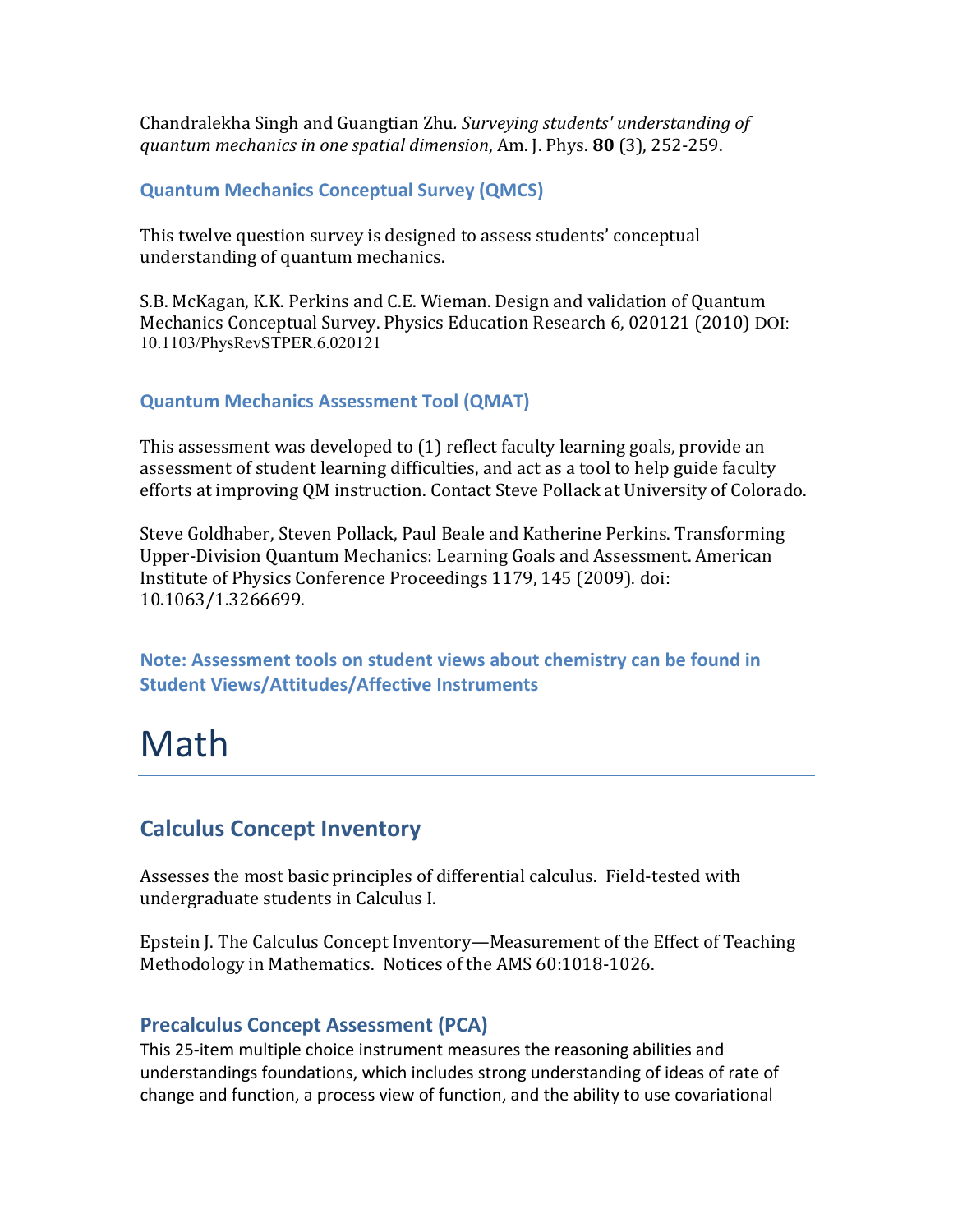Chandralekha Singh and Guangtian Zhu. *Surveying students' understanding of quantum mechanics in one spatial dimension*, Am. J. Phys. **80** (3), 252-259.

### Quantum Mechanics Conceptual Survey (QMCS)

This twelve question survey is designed to assess students' conceptual understanding of quantum mechanics.

S.B. McKagan, K.K. Perkins and C.E. Wieman. Design and validation of Quantum Mechanics Conceptual Survey. Physics Education Research 6, 020121 (2010) DOI: 10.1103/PhysRevSTPER.6.020121

### Quantum Mechanics Assessment Tool (QMAT)

This assessment was developed to (1) reflect faculty learning goals, provide an assessment of student learning difficulties, and act as a tool to help guide faculty efforts at improving QM instruction. Contact Steve Pollack at University of Colorado.

Steve Goldhaber, Steven Pollack, Paul Beale and Katherine Perkins. Transforming Upper-Division Quantum Mechanics: Learning Goals and Assessment. American Institute of Physics Conference Proceedings 1179, 145 (2009). doi: 10.1063/1.3266699.

**Note: Assessment tools on student views about chemistry can be found in Student Views/Attitudes/Affective Instruments**

# Math

## Calculus Concept Inventory

Assesses the most basic principles of differential calculus. Field-tested with undergraduate students in Calculus I.

Epstein J. The Calculus Concept Inventory—Measurement of the Effect of Teaching Methodology in Mathematics. Notices of the AMS 60:1018-1026.

### Precalculus Concept Assessment (PCA)

This 25-item multiple choice instrument measures the reasoning abilities and understandings foundations, which includes strong understanding of ideas of rate of change and function, a process view of function, and the ability to use covariational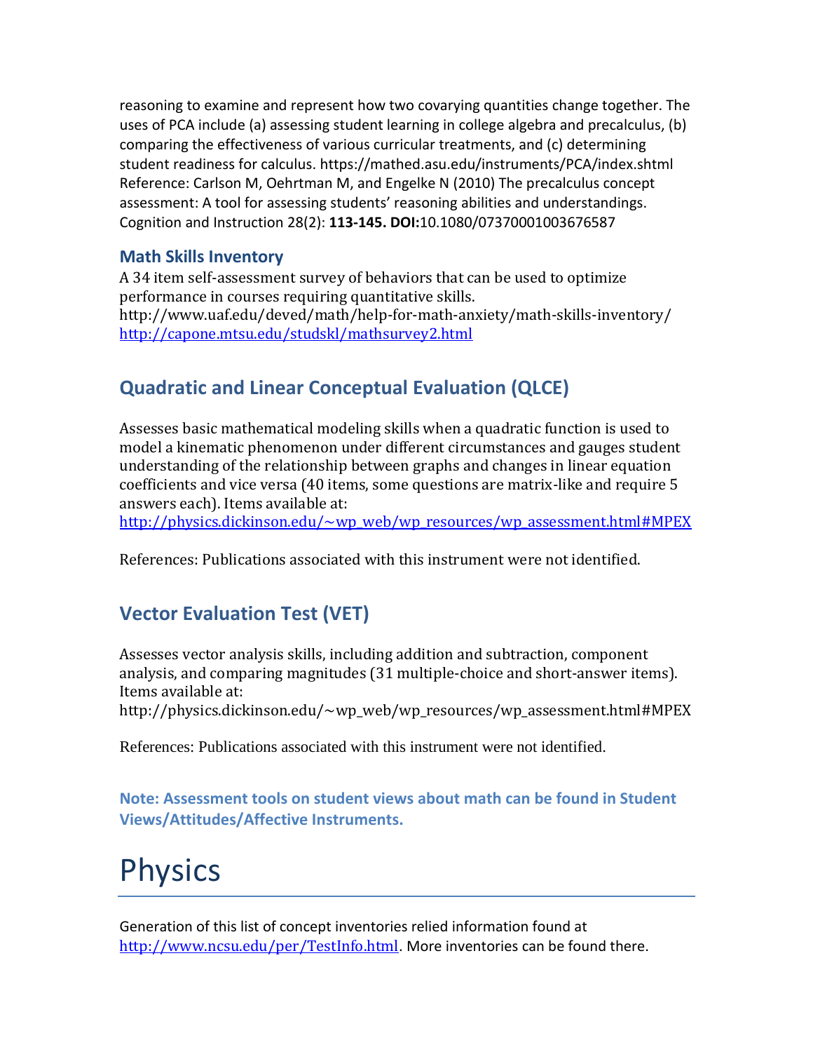reasoning to examine and represent how two covarying quantities change together. The uses of PCA include (a) assessing student learning in college algebra and precalculus, (b) comparing the effectiveness of various curricular treatments, and (c) determining student readiness for calculus. https://mathed.asu.edu/instruments/PCA/index.shtml
Reference: Carlson M, Oehrtman M, and Engelke N (2010) The precalculus concept assessment: A tool for assessing students' reasoning abilities and understandings. Cognition and Instruction 28(2): **113-145. DOI:**10.1080/07370001003676587

### Math Skills Inventory

A 34 item self-assessment survey of behaviors that can be used to optimize performance in courses requiring quantitative skills.
http://www.uaf.edu/deved/math/help-for-math-anxiety/math-skills-inventory/
http://capone.mtsu.edu/studskl/mathsurvey2.html

## Quadratic and Linear Conceptual Evaluation (QLCE)

Assesses basic mathematical modeling skills when a quadratic function is used to model a kinematic phenomenon under different circumstances and gauges student understanding of the relationship between graphs and changes in linear equation coefficients and vice versa (40 items, some questions are matrix-like and require 5 answers each). Items available at:
http://physics.dickinson.edu/~wp_web/wp_resources/wp_assessment.html#MPEX

References: Publications associated with this instrument were not identified.

## Vector Evaluation Test (VET)

Assesses vector analysis skills, including addition and subtraction, component analysis, and comparing magnitudes (31 multiple-choice and short-answer items). Items available at:
http://physics.dickinson.edu/~wp_web/wp_resources/wp_assessment.html#MPEX

References: Publications associated with this instrument were not identified.

**Note: Assessment tools on student views about math can be found in Student Views/Attitudes/Affective Instruments.**

# Physics

Generation of this list of concept inventories relied information found at http://www.ncsu.edu/per/TestInfo.html. More inventories can be found there.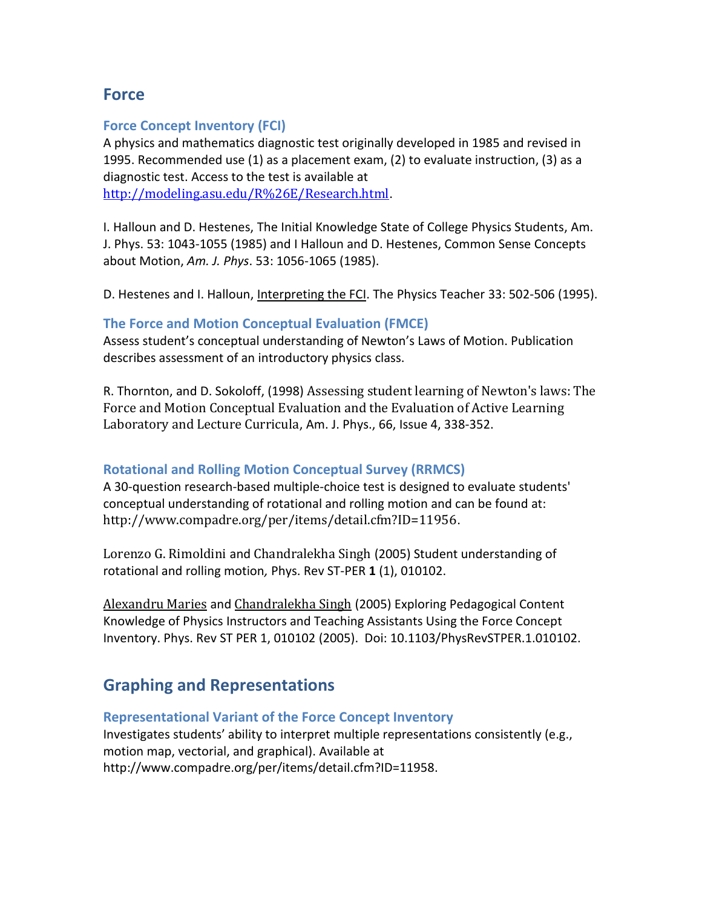## Force

### Force Concept Inventory (FCI)

A physics and mathematics diagnostic test originally developed in 1985 and revised in 1995. Recommended use (1) as a placement exam, (2) to evaluate instruction, (3) as a diagnostic test. Access to the test is available at http://modeling.asu.edu/R%26E/Research.html.

I. Halloun and D. Hestenes, The Initial Knowledge State of College Physics Students, Am. J. Phys. 53: 1043-1055 (1985) and I Halloun and D. Hestenes, Common Sense Concepts about Motion, *Am. J. Phys*. 53: 1056-1065 (1985).

D. Hestenes and I. Halloun, Interpreting the FCI. The Physics Teacher 33: 502-506 (1995).

### The Force and Motion Conceptual Evaluation (FMCE)

Assess student's conceptual understanding of Newton's Laws of Motion. Publication describes assessment of an introductory physics class.

R. Thornton, and D. Sokoloff, (1998) Assessing student learning of Newton's laws: The Force and Motion Conceptual Evaluation and the Evaluation of Active Learning Laboratory and Lecture Curricula, Am. J. Phys., 66, Issue 4, 338-352.

### Rotational and Rolling Motion Conceptual Survey (RRMCS)

A 30-question research-based multiple-choice test is designed to evaluate students' conceptual understanding of rotational and rolling motion and can be found at: http://www.compadre.org/per/items/detail.cfm?ID=11956.

Lorenzo G. Rimoldini and Chandralekha Singh (2005) Student understanding of rotational and rolling motion*,* Phys. Rev ST-PER **1** (1), 010102.

Alexandru Maries and Chandralekha Singh (2005) Exploring Pedagogical Content Knowledge of Physics Instructors and Teaching Assistants Using the Force Concept Inventory. Phys. Rev ST PER 1, 010102 (2005). Doi: 10.1103/PhysRevSTPER.1.010102.

## Graphing and Representations

### Representational Variant of the Force Concept Inventory

Investigates students' ability to interpret multiple representations consistently (e.g., motion map, vectorial, and graphical). Available at http://www.compadre.org/per/items/detail.cfm?ID=11958.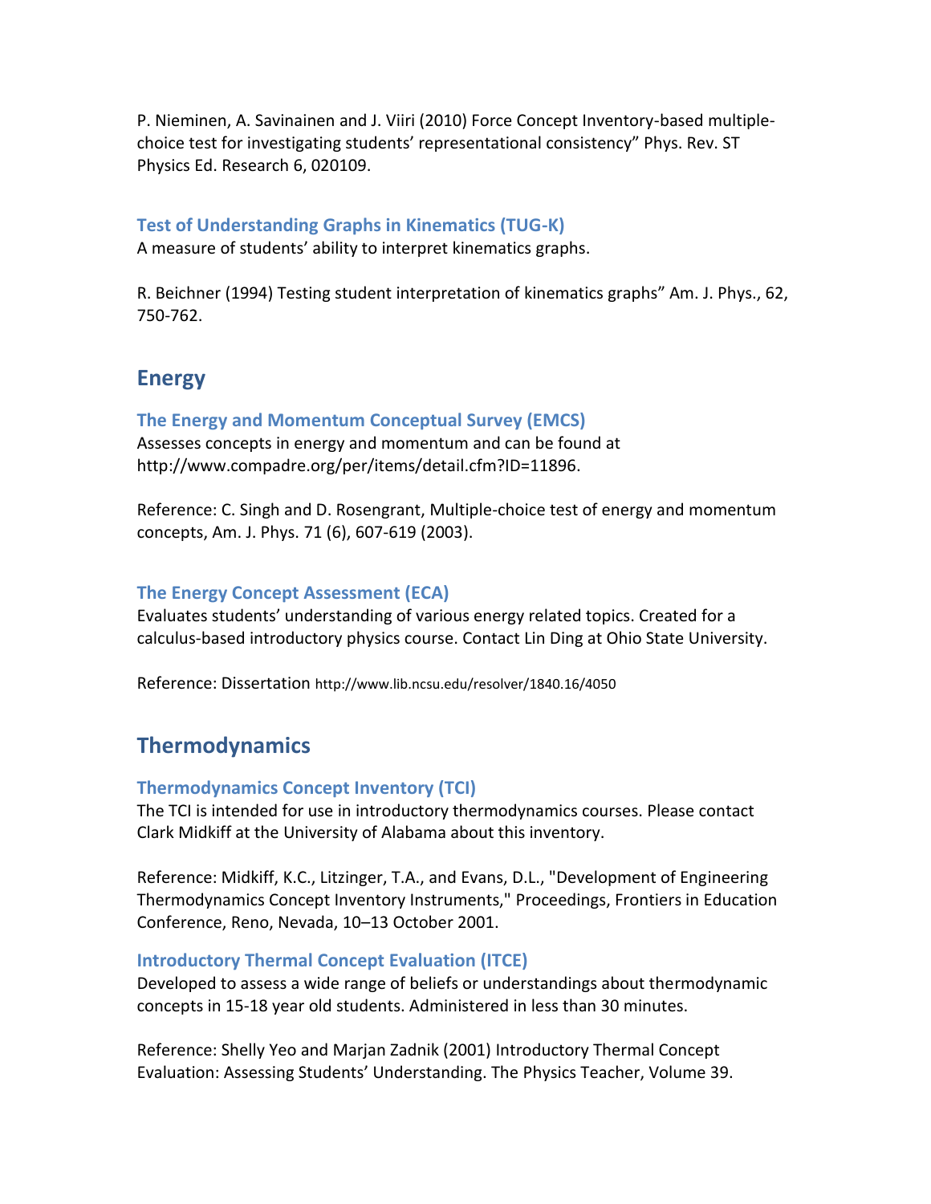P. Nieminen, A. Savinainen and J. Viiri (2010) Force Concept Inventory-based multiple-choice test for investigating students' representational consistency" Phys. Rev. ST Physics Ed. Research 6, 020109.

### Test of Understanding Graphs in Kinematics (TUG-K)

A measure of students' ability to interpret kinematics graphs.

R. Beichner (1994) Testing student interpretation of kinematics graphs" Am. J. Phys., 62, 750-762.

## Energy

### The Energy and Momentum Conceptual Survey (EMCS)

Assesses concepts in energy and momentum and can be found at http://www.compadre.org/per/items/detail.cfm?ID=11896.

Reference: C. Singh and D. Rosengrant, Multiple-choice test of energy and momentum concepts, Am. J. Phys. 71 (6), 607-619 (2003).

### The Energy Concept Assessment (ECA)

Evaluates students' understanding of various energy related topics. Created for a calculus-based introductory physics course. Contact Lin Ding at Ohio State University.

Reference: Dissertation http://www.lib.ncsu.edu/resolver/1840.16/4050

## Thermodynamics

### Thermodynamics Concept Inventory (TCI)

The TCI is intended for use in introductory thermodynamics courses. Please contact Clark Midkiff at the University of Alabama about this inventory.

Reference: Midkiff, K.C., Litzinger, T.A., and Evans, D.L., "Development of Engineering Thermodynamics Concept Inventory Instruments," Proceedings, Frontiers in Education Conference, Reno, Nevada, 10–13 October 2001.

### Introductory Thermal Concept Evaluation (ITCE)

Developed to assess a wide range of beliefs or understandings about thermodynamic concepts in 15-18 year old students. Administered in less than 30 minutes.

Reference: Shelly Yeo and Marjan Zadnik (2001) Introductory Thermal Concept Evaluation: Assessing Students' Understanding. The Physics Teacher, Volume 39.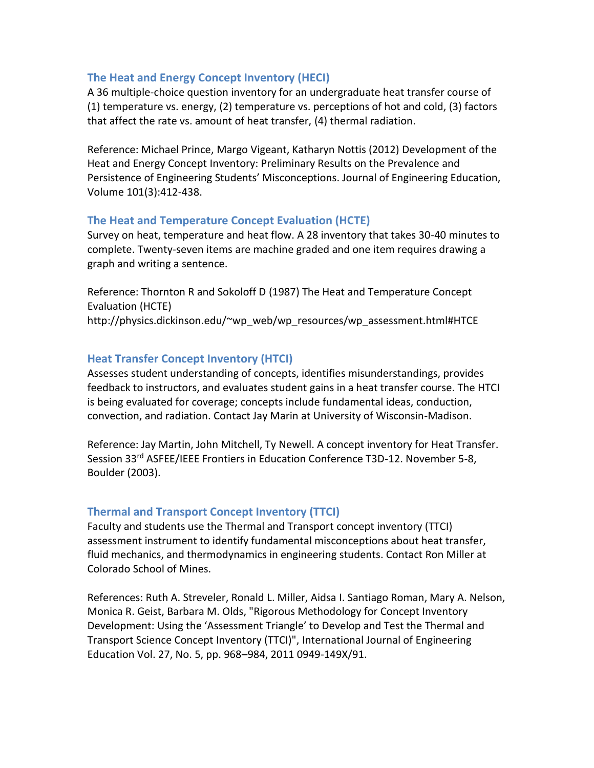### The Heat and Energy Concept Inventory (HECI)

A 36 multiple-choice question inventory for an undergraduate heat transfer course of (1) temperature vs. energy, (2) temperature vs. perceptions of hot and cold, (3) factors that affect the rate vs. amount of heat transfer, (4) thermal radiation.

Reference: Michael Prince, Margo Vigeant, Katharyn Nottis (2012) Development of the Heat and Energy Concept Inventory: Preliminary Results on the Prevalence and Persistence of Engineering Students' Misconceptions. Journal of Engineering Education, Volume 101(3):412-438.

### The Heat and Temperature Concept Evaluation (HCTE)

Survey on heat, temperature and heat flow. A 28 inventory that takes 30-40 minutes to complete. Twenty-seven items are machine graded and one item requires drawing a graph and writing a sentence.

Reference: Thornton R and Sokoloff D (1987) The Heat and Temperature Concept Evaluation (HCTE)
http://physics.dickinson.edu/~wp_web/wp_resources/wp_assessment.html#HTCE

### Heat Transfer Concept Inventory (HTCI)

Assesses student understanding of concepts, identifies misunderstandings, provides feedback to instructors, and evaluates student gains in a heat transfer course. The HTCI is being evaluated for coverage; concepts include fundamental ideas, conduction, convection, and radiation. Contact Jay Marin at University of Wisconsin-Madison.

Reference: Jay Martin, John Mitchell, Ty Newell. A concept inventory for Heat Transfer. Session 33rd ASFEE/IEEE Frontiers in Education Conference T3D-12. November 5-8, Boulder (2003).

### Thermal and Transport Concept Inventory (TTCI)

Faculty and students use the Thermal and Transport concept inventory (TTCI) assessment instrument to identify fundamental misconceptions about heat transfer, fluid mechanics, and thermodynamics in engineering students. Contact Ron Miller at Colorado School of Mines.

References: Ruth A. Streveler, Ronald L. Miller, Aidsa I. Santiago Roman, Mary A. Nelson, Monica R. Geist, Barbara M. Olds, "Rigorous Methodology for Concept Inventory Development: Using the 'Assessment Triangle' to Develop and Test the Thermal and Transport Science Concept Inventory (TTCI)", International Journal of Engineering Education Vol. 27, No. 5, pp. 968–984, 2011 0949-149X/91.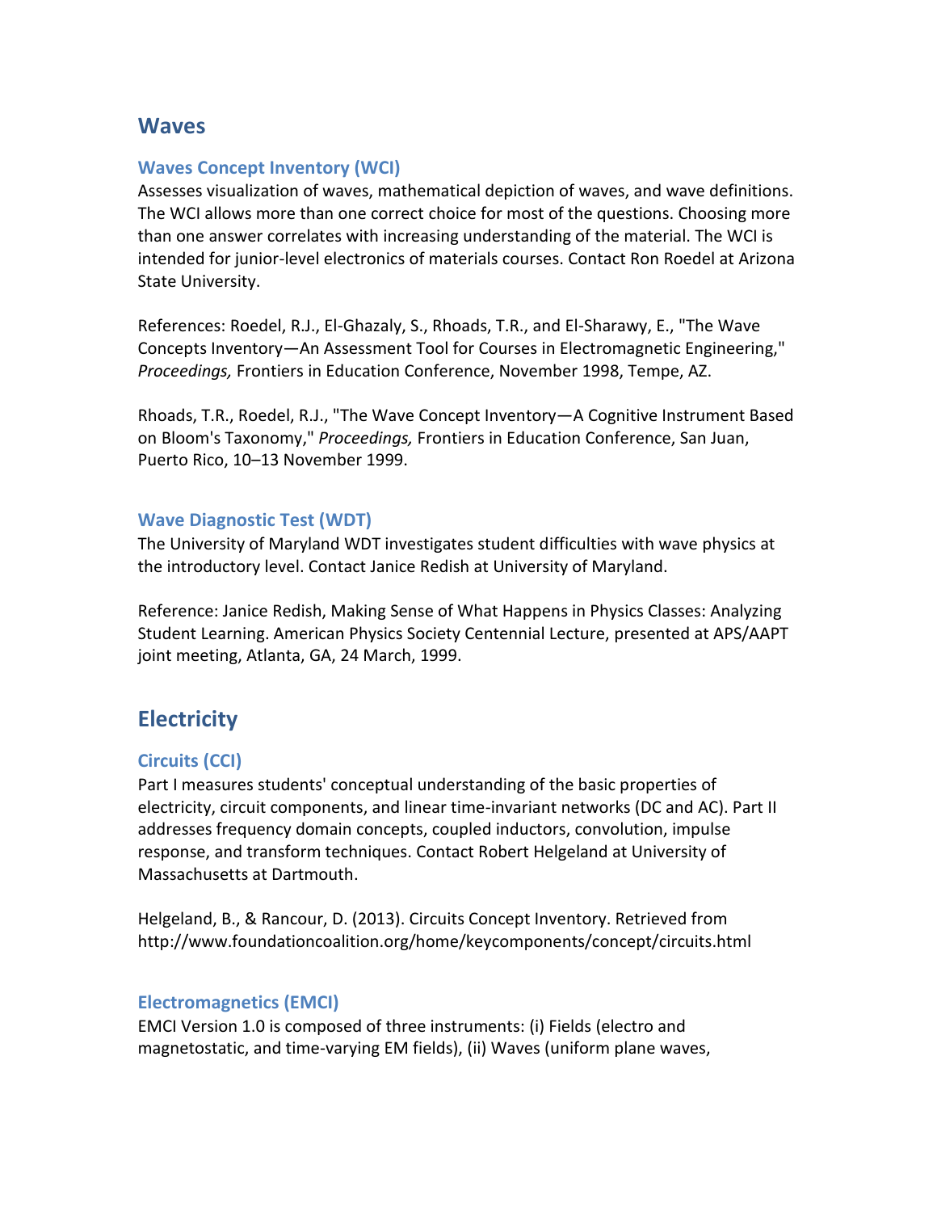## Waves

### Waves Concept Inventory (WCI)

Assesses visualization of waves, mathematical depiction of waves, and wave definitions. The WCI allows more than one correct choice for most of the questions. Choosing more than one answer correlates with increasing understanding of the material. The WCI is intended for junior-level electronics of materials courses. Contact Ron Roedel at Arizona State University.

References: Roedel, R.J., El-Ghazaly, S., Rhoads, T.R., and El-Sharawy, E., "The Wave Concepts Inventory—An Assessment Tool for Courses in Electromagnetic Engineering," *Proceedings,* Frontiers in Education Conference, November 1998, Tempe, AZ.

Rhoads, T.R., Roedel, R.J., "The Wave Concept Inventory—A Cognitive Instrument Based on Bloom's Taxonomy," *Proceedings,* Frontiers in Education Conference, San Juan, Puerto Rico, 10–13 November 1999.

### Wave Diagnostic Test (WDT)

The University of Maryland WDT investigates student difficulties with wave physics at the introductory level. Contact Janice Redish at University of Maryland.

Reference: Janice Redish, Making Sense of What Happens in Physics Classes: Analyzing Student Learning. American Physics Society Centennial Lecture, presented at APS/AAPT joint meeting, Atlanta, GA, 24 March, 1999.

## Electricity

### Circuits (CCI)

Part I measures students' conceptual understanding of the basic properties of electricity, circuit components, and linear time-invariant networks (DC and AC). Part II addresses frequency domain concepts, coupled inductors, convolution, impulse response, and transform techniques. Contact Robert Helgeland at University of Massachusetts at Dartmouth.

Helgeland, B., & Rancour, D. (2013). Circuits Concept Inventory. Retrieved from http://www.foundationcoalition.org/home/keycomponents/concept/circuits.html

### Electromagnetics (EMCI)

EMCI Version 1.0 is composed of three instruments: (i) Fields (electro and magnetostatic, and time-varying EM fields), (ii) Waves (uniform plane waves,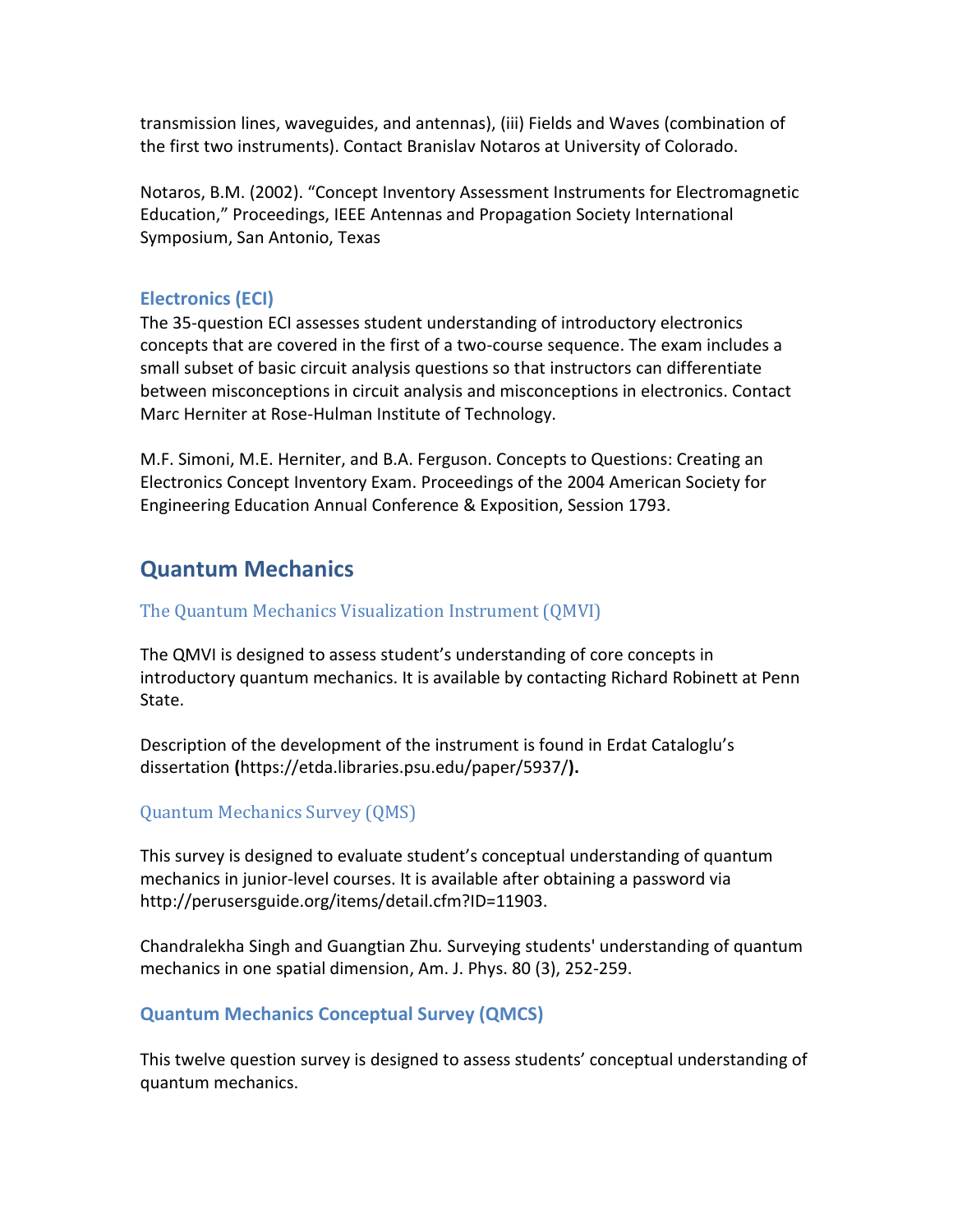transmission lines, waveguides, and antennas), (iii) Fields and Waves (combination of the first two instruments). Contact Branislav Notaros at University of Colorado.

Notaros, B.M. (2002). "Concept Inventory Assessment Instruments for Electromagnetic Education," Proceedings, IEEE Antennas and Propagation Society International Symposium, San Antonio, Texas

### Electronics (ECI)

The 35-question ECI assesses student understanding of introductory electronics concepts that are covered in the first of a two-course sequence. The exam includes a small subset of basic circuit analysis questions so that instructors can differentiate between misconceptions in circuit analysis and misconceptions in electronics. Contact Marc Herniter at Rose-Hulman Institute of Technology.

M.F. Simoni, M.E. Herniter, and B.A. Ferguson. Concepts to Questions: Creating an Electronics Concept Inventory Exam. Proceedings of the 2004 American Society for Engineering Education Annual Conference & Exposition, Session 1793.

## Quantum Mechanics

### The Quantum Mechanics Visualization Instrument (QMVI)

The QMVI is designed to assess student's understanding of core concepts in introductory quantum mechanics. It is available by contacting Richard Robinett at Penn State.

Description of the development of the instrument is found in Erdat Cataloglu's dissertation **(**https://etda.libraries.psu.edu/paper/5937/**).**

### Quantum Mechanics Survey (QMS)

This survey is designed to evaluate student's conceptual understanding of quantum mechanics in junior-level courses. It is available after obtaining a password via http://perusersguide.org/items/detail.cfm?ID=11903.

Chandralekha Singh and Guangtian Zhu. Surveying students' understanding of quantum mechanics in one spatial dimension, Am. J. Phys. 80 (3), 252-259.

### Quantum Mechanics Conceptual Survey (QMCS)

This twelve question survey is designed to assess students' conceptual understanding of quantum mechanics.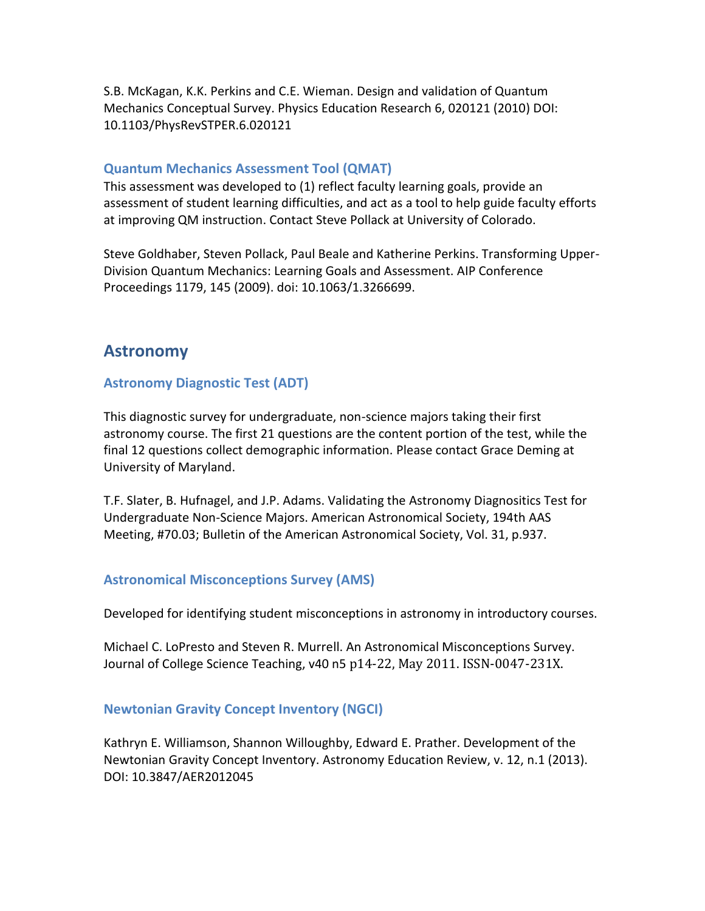S.B. McKagan, K.K. Perkins and C.E. Wieman. Design and validation of Quantum Mechanics Conceptual Survey. Physics Education Research 6, 020121 (2010) DOI: 10.1103/PhysRevSTPER.6.020121

### Quantum Mechanics Assessment Tool (QMAT)

This assessment was developed to (1) reflect faculty learning goals, provide an assessment of student learning difficulties, and act as a tool to help guide faculty efforts at improving QM instruction. Contact Steve Pollack at University of Colorado.

Steve Goldhaber, Steven Pollack, Paul Beale and Katherine Perkins. Transforming Upper-Division Quantum Mechanics: Learning Goals and Assessment. AIP Conference Proceedings 1179, 145 (2009). doi: 10.1063/1.3266699.

## Astronomy

### Astronomy Diagnostic Test (ADT)

This diagnostic survey for undergraduate, non-science majors taking their first astronomy course. The first 21 questions are the content portion of the test, while the final 12 questions collect demographic information. Please contact Grace Deming at University of Maryland.

T.F. Slater, B. Hufnagel, and J.P. Adams. Validating the Astronomy Diagnositics Test for Undergraduate Non-Science Majors. American Astronomical Society, 194th AAS Meeting, #70.03; Bulletin of the American Astronomical Society, Vol. 31, p.937.

### Astronomical Misconceptions Survey (AMS)

Developed for identifying student misconceptions in astronomy in introductory courses.

Michael C. LoPresto and Steven R. Murrell. An Astronomical Misconceptions Survey. Journal of College Science Teaching, v40 n5 p14-22, May 2011. ISSN-0047-231X.

### Newtonian Gravity Concept Inventory (NGCI)

Kathryn E. Williamson, Shannon Willoughby, Edward E. Prather. Development of the Newtonian Gravity Concept Inventory. Astronomy Education Review, v. 12, n.1 (2013). DOI: 10.3847/AER2012045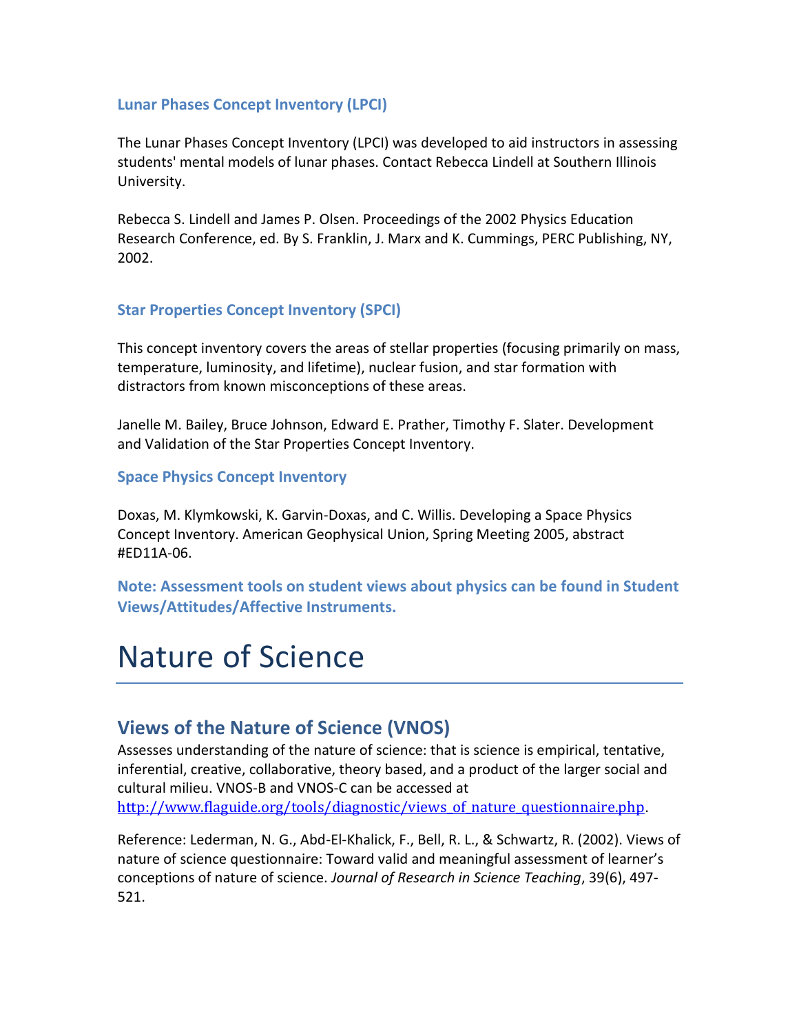### Lunar Phases Concept Inventory (LPCI)

The Lunar Phases Concept Inventory (LPCI) was developed to aid instructors in assessing students' mental models of lunar phases. Contact Rebecca Lindell at Southern Illinois University.

Rebecca S. Lindell and James P. Olsen. Proceedings of the 2002 Physics Education Research Conference, ed. By S. Franklin, J. Marx and K. Cummings, PERC Publishing, NY, 2002.

### Star Properties Concept Inventory (SPCI)

This concept inventory covers the areas of stellar properties (focusing primarily on mass, temperature, luminosity, and lifetime), nuclear fusion, and star formation with distractors from known misconceptions of these areas.

Janelle M. Bailey, Bruce Johnson, Edward E. Prather, Timothy F. Slater. Development and Validation of the Star Properties Concept Inventory.

### Space Physics Concept Inventory

Doxas, M. Klymkowski, K. Garvin-Doxas, and C. Willis. Developing a Space Physics Concept Inventory. American Geophysical Union, Spring Meeting 2005, abstract #ED11A-06.

**Note: Assessment tools on student views about physics can be found in Student Views/Attitudes/Affective Instruments.**

# Nature of Science

## Views of the Nature of Science (VNOS)

Assesses understanding of the nature of science: that is science is empirical, tentative, inferential, creative, collaborative, theory based, and a product of the larger social and cultural milieu. VNOS-B and VNOS-C can be accessed at http://www.flaguide.org/tools/diagnostic/views_of_nature_questionnaire.php.

Reference: Lederman, N. G., Abd-El-Khalick, F., Bell, R. L., & Schwartz, R. (2002). Views of nature of science questionnaire: Toward valid and meaningful assessment of learner's conceptions of nature of science. *Journal of Research in Science Teaching*, 39(6), 497-521.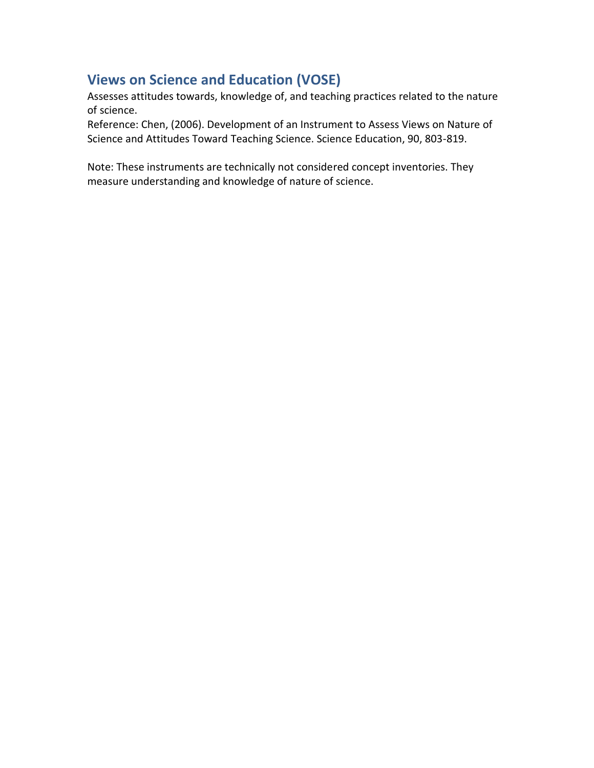## Views on Science and Education (VOSE)

Assesses attitudes towards, knowledge of, and teaching practices related to the nature of science.

Reference: Chen, (2006). Development of an Instrument to Assess Views on Nature of Science and Attitudes Toward Teaching Science. Science Education, 90, 803-819.

Note: These instruments are technically not considered concept inventories. They measure understanding and knowledge of nature of science.